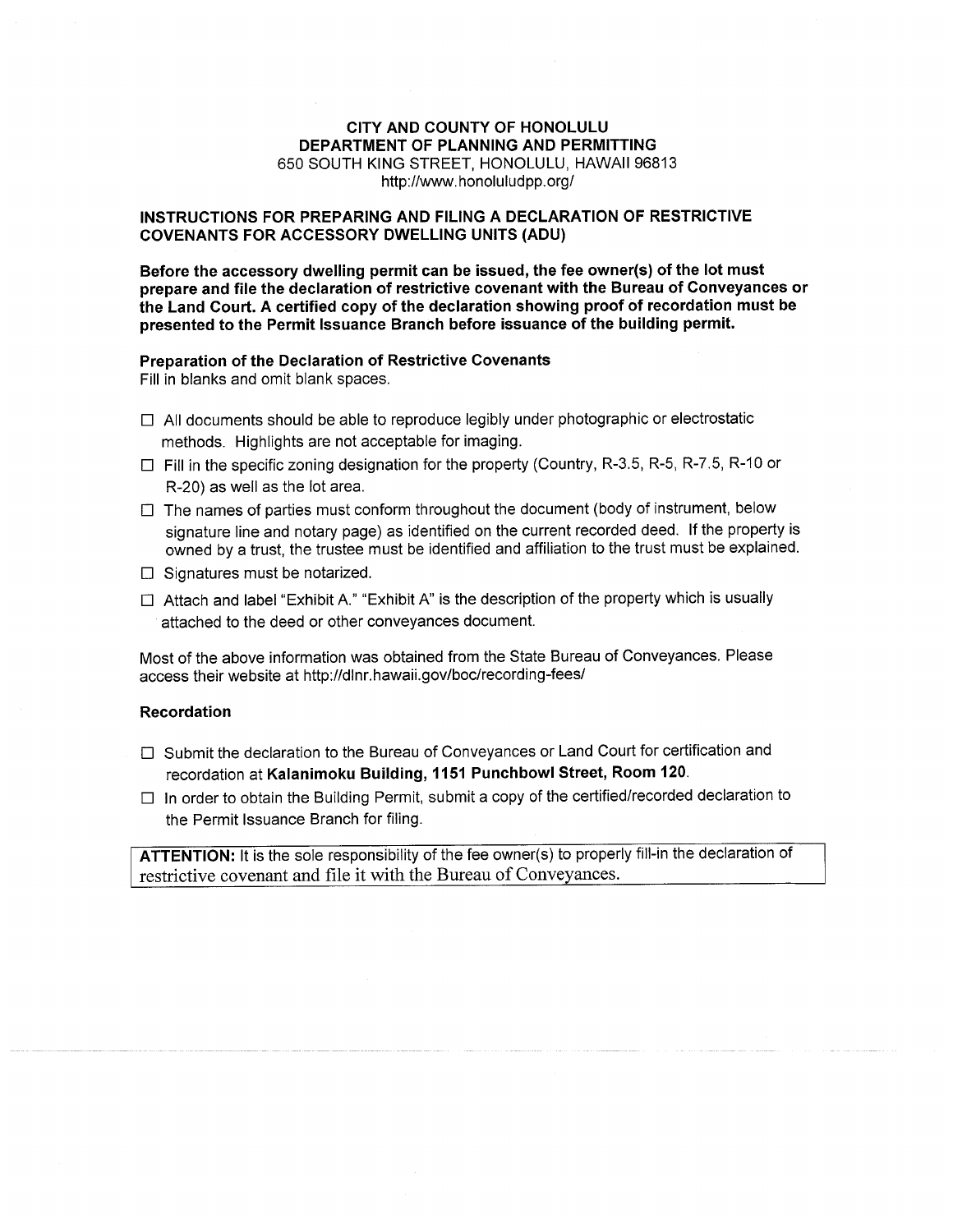**CITY AND COUNTY OF HONOLULU**
**DEPARTMENT OF PLANNING AND PERMITTING**
650 SOUTH KING STREET, HONOLULU, HAWAII 96813
http://www.honoluludpp.org/

## INSTRUCTIONS FOR PREPARING AND FILING A DECLARATION OF RESTRICTIVE COVENANTS FOR ACCESSORY DWELLING UNITS (ADU)

**Before the accessory dwelling permit can be issued, the fee owner(s) of the lot must prepare and file the declaration of restrictive covenant with the Bureau of Conveyances or the Land Court. A certified copy of the declaration showing proof of recordation must be presented to the Permit Issuance Branch before issuance of the building permit.**

### Preparation of the Declaration of Restrictive Covenants

Fill in blanks and omit blank spaces.

- ☐ All documents should be able to reproduce legibly under photographic or electrostatic methods. Highlights are not acceptable for imaging.
- ☐ Fill in the specific zoning designation for the property (Country, R-3.5, R-5, R-7.5, R-10 or R-20) as well as the lot area.
- ☐ The names of parties must conform throughout the document (body of instrument, below signature line and notary page) as identified on the current recorded deed. If the property is owned by a trust, the trustee must be identified and affiliation to the trust must be explained.
- ☐ Signatures must be notarized.
- ☐ Attach and label "Exhibit A." "Exhibit A" is the description of the property which is usually attached to the deed or other conveyances document.

Most of the above information was obtained from the State Bureau of Conveyances. Please access their website at http://dlnr.hawaii.gov/boc/recording-fees/

### Recordation

- ☐ Submit the declaration to the Bureau of Conveyances or Land Court for certification and recordation at **Kalanimoku Building, 1151 Punchbowl Street, Room 120**.
- ☐ In order to obtain the Building Permit, submit a copy of the certified/recorded declaration to the Permit Issuance Branch for filing.

**ATTENTION:** It is the sole responsibility of the fee owner(s) to properly fill-in the declaration of restrictive covenant and file it with the Bureau of Conveyances.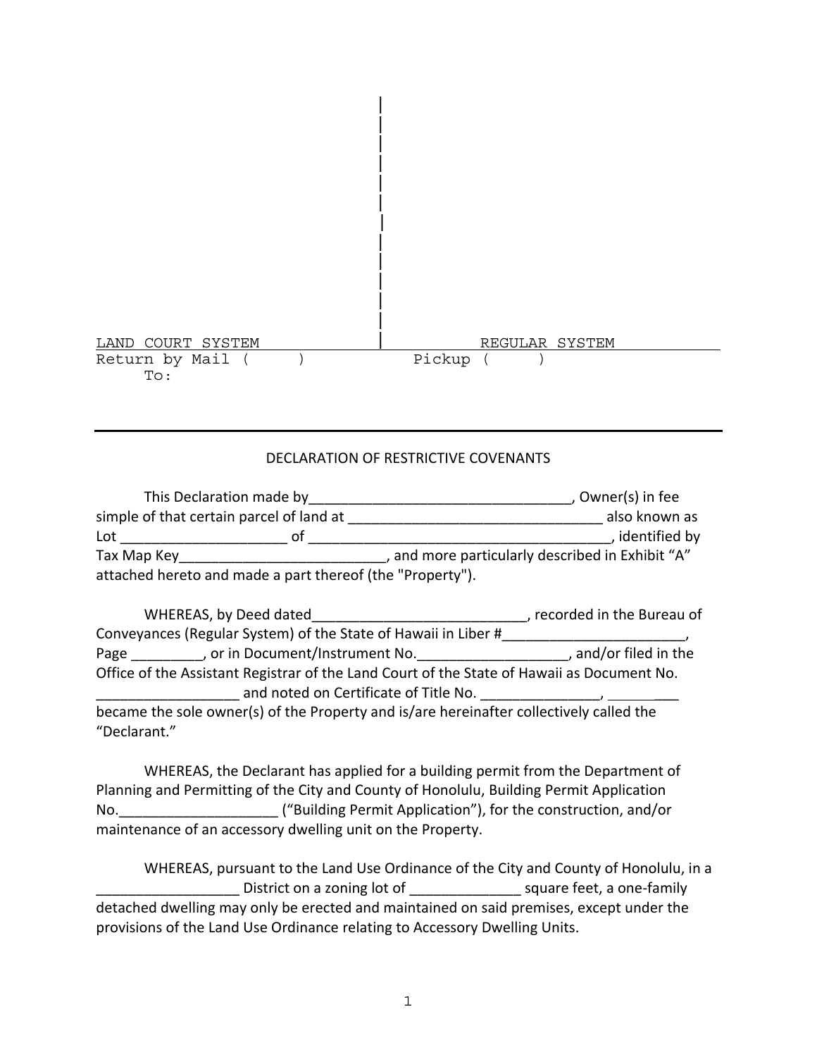LAND COURT SYSTEM | REGULAR SYSTEM

Return by Mail (      )     Pickup (      )

To:

---

DECLARATION OF RESTRICTIVE COVENANTS

This Declaration made by_________________________________, Owner(s) in fee simple of that certain parcel of land at ________________________________ also known as Lot ____________________ of ______________________________________, identified by Tax Map Key__________________________, and more particularly described in Exhibit "A" attached hereto and made a part thereof (the "Property").

WHEREAS, by Deed dated___________________________, recorded in the Bureau of Conveyances (Regular System) of the State of Hawaii in Liber #_______________________, Page _________, or in Document/Instrument No.___________________, and/or filed in the Office of the Assistant Registrar of the Land Court of the State of Hawaii as Document No. _________________ and noted on Certificate of Title No. ______________, ________ became the sole owner(s) of the Property and is/are hereinafter collectively called the "Declarant."

WHEREAS, the Declarant has applied for a building permit from the Department of Planning and Permitting of the City and County of Honolulu, Building Permit Application No.___________________ ("Building Permit Application"), for the construction, and/or maintenance of an accessory dwelling unit on the Property.

WHEREAS, pursuant to the Land Use Ordinance of the City and County of Honolulu, in a _________________ District on a zoning lot of _____________ square feet, a one-family detached dwelling may only be erected and maintained on said premises, except under the provisions of the Land Use Ordinance relating to Accessory Dwelling Units.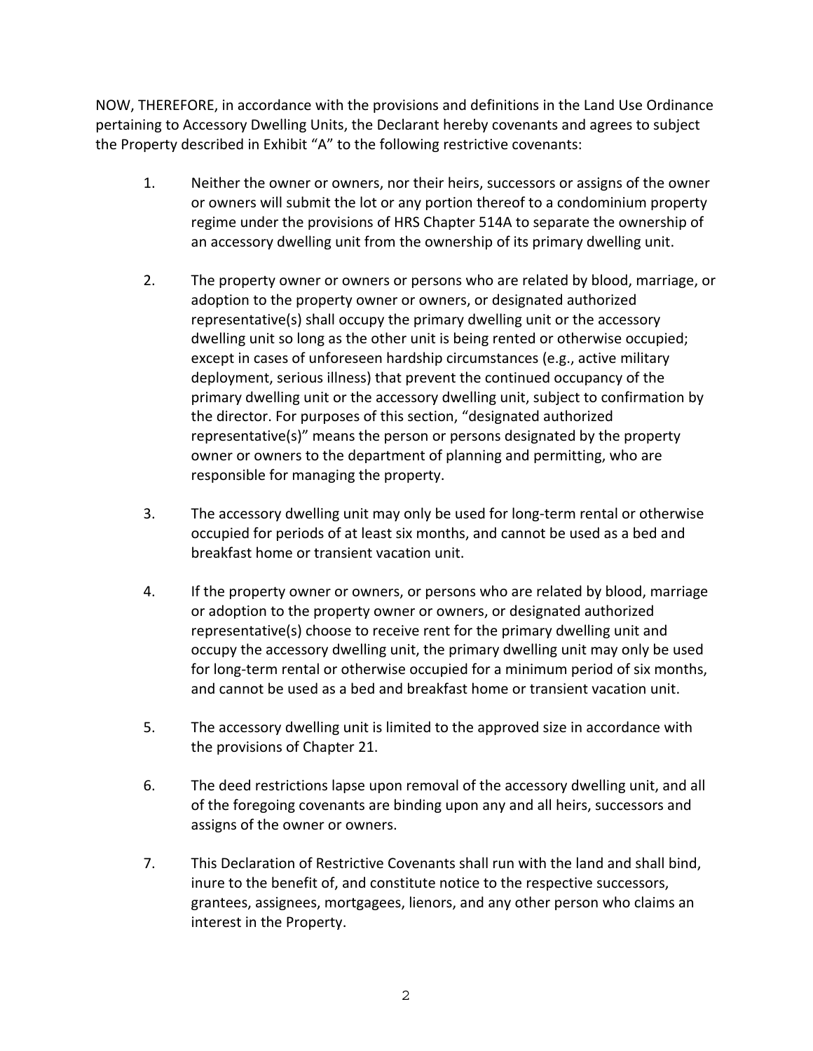NOW, THEREFORE, in accordance with the provisions and definitions in the Land Use Ordinance pertaining to Accessory Dwelling Units, the Declarant hereby covenants and agrees to subject the Property described in Exhibit "A" to the following restrictive covenants:

1. Neither the owner or owners, nor their heirs, successors or assigns of the owner or owners will submit the lot or any portion thereof to a condominium property regime under the provisions of HRS Chapter 514A to separate the ownership of an accessory dwelling unit from the ownership of its primary dwelling unit.

2. The property owner or owners or persons who are related by blood, marriage, or adoption to the property owner or owners, or designated authorized representative(s) shall occupy the primary dwelling unit or the accessory dwelling unit so long as the other unit is being rented or otherwise occupied; except in cases of unforeseen hardship circumstances (e.g., active military deployment, serious illness) that prevent the continued occupancy of the primary dwelling unit or the accessory dwelling unit, subject to confirmation by the director. For purposes of this section, "designated authorized representative(s)" means the person or persons designated by the property owner or owners to the department of planning and permitting, who are responsible for managing the property.

3. The accessory dwelling unit may only be used for long-term rental or otherwise occupied for periods of at least six months, and cannot be used as a bed and breakfast home or transient vacation unit.

4. If the property owner or owners, or persons who are related by blood, marriage or adoption to the property owner or owners, or designated authorized representative(s) choose to receive rent for the primary dwelling unit and occupy the accessory dwelling unit, the primary dwelling unit may only be used for long-term rental or otherwise occupied for a minimum period of six months, and cannot be used as a bed and breakfast home or transient vacation unit.

5. The accessory dwelling unit is limited to the approved size in accordance with the provisions of Chapter 21.

6. The deed restrictions lapse upon removal of the accessory dwelling unit, and all of the foregoing covenants are binding upon any and all heirs, successors and assigns of the owner or owners.

7. This Declaration of Restrictive Covenants shall run with the land and shall bind, inure to the benefit of, and constitute notice to the respective successors, grantees, assignees, mortgagees, lienors, and any other person who claims an interest in the Property.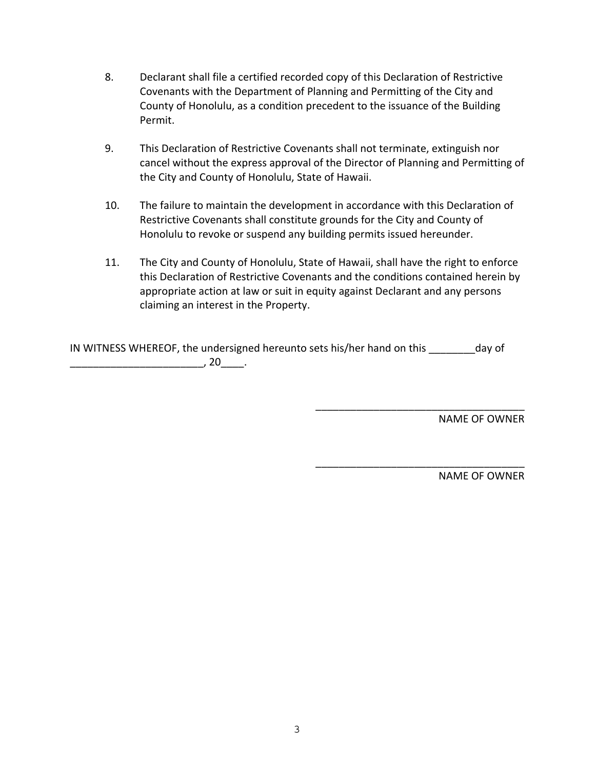8. Declarant shall file a certified recorded copy of this Declaration of Restrictive Covenants with the Department of Planning and Permitting of the City and County of Honolulu, as a condition precedent to the issuance of the Building Permit.

9. This Declaration of Restrictive Covenants shall not terminate, extinguish nor cancel without the express approval of the Director of Planning and Permitting of the City and County of Honolulu, State of Hawaii.

10. The failure to maintain the development in accordance with this Declaration of Restrictive Covenants shall constitute grounds for the City and County of Honolulu to revoke or suspend any building permits issued hereunder.

11. The City and County of Honolulu, State of Hawaii, shall have the right to enforce this Declaration of Restrictive Covenants and the conditions contained herein by appropriate action at law or suit in equity against Declarant and any persons claiming an interest in the Property.

IN WITNESS WHEREOF, the undersigned hereunto sets his/her hand on this ________day of _______________________, 20____.

_____________________________________
NAME OF OWNER

_____________________________________
NAME OF OWNER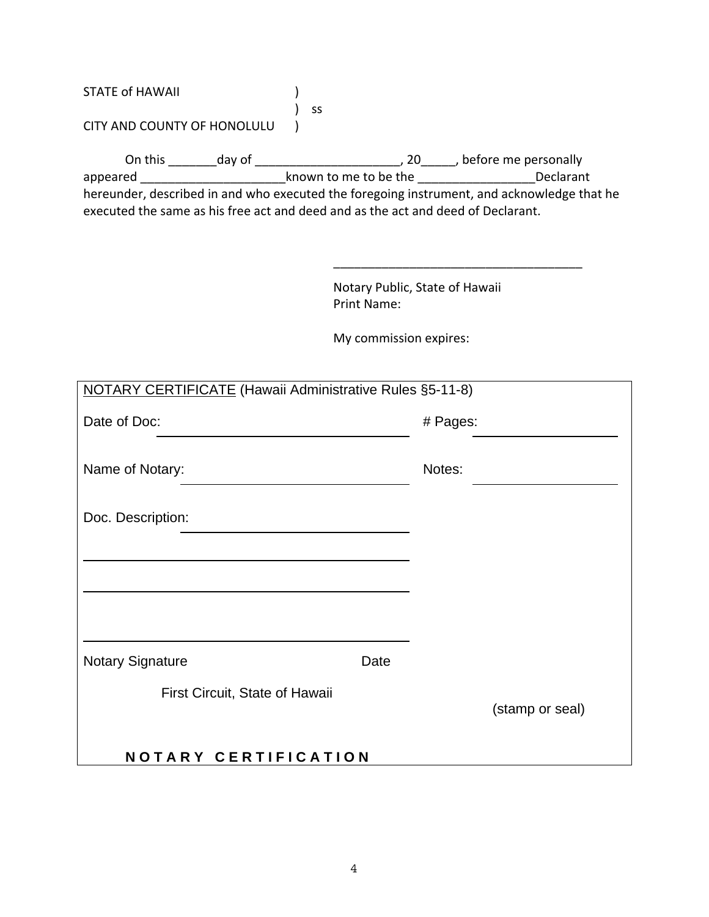STATE of HAWAII )
) ss
CITY AND COUNTY OF HONOLULU )

On this _______day of ______________________, 20_____, before me personally appeared ______________________known to me to be the _________________Declarant hereunder, described in and who executed the foregoing instrument, and acknowledge that he executed the same as his free act and deed and as the act and deed of Declarant.

_____________________________________

Notary Public, State of Hawaii
Print Name:

My commission expires:

| | |
|---|---|
| NOTARY CERTIFICATE (Hawaii Administrative Rules §5-11-8) | |
| Date of Doc: ______________________ | # Pages: ______________ |
| Name of Notary: ______________________ | Notes: ______________ |
| Doc. Description: ______________________ | |
| ______________________ | |
| ______________________ | |
| ______________________ | |
| Notary Signature &nbsp;&nbsp;&nbsp;&nbsp; Date | |
| First Circuit, State of Hawaii | (stamp or seal) |
| **N O T A R Y   C E R T I F I C A T I O N** | |